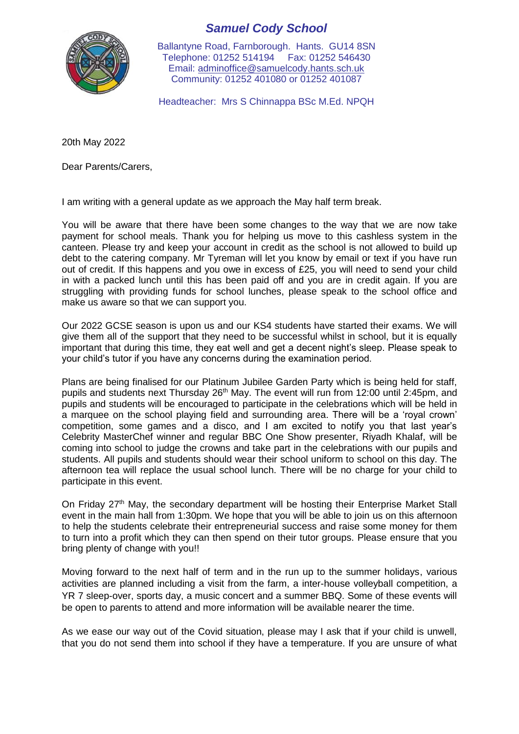# *Samuel Cody School*

Ballantyne Road, Farnborough. Hants. GU14 8SN
Telephone: 01252 514194 Fax: 01252 546430
Email: adminoffice@samuelcody.hants.sch.uk
Community: 01252 401080 or 01252 401087

Headteacher: Mrs S Chinnappa BSc M.Ed. NPQH

20th May 2022

Dear Parents/Carers,

I am writing with a general update as we approach the May half term break.

You will be aware that there have been some changes to the way that we are now take payment for school meals. Thank you for helping us move to this cashless system in the canteen. Please try and keep your account in credit as the school is not allowed to build up debt to the catering company. Mr Tyreman will let you know by email or text if you have run out of credit. If this happens and you owe in excess of £25, you will need to send your child in with a packed lunch until this has been paid off and you are in credit again. If you are struggling with providing funds for school lunches, please speak to the school office and make us aware so that we can support you.

Our 2022 GCSE season is upon us and our KS4 students have started their exams. We will give them all of the support that they need to be successful whilst in school, but it is equally important that during this time, they eat well and get a decent night's sleep. Please speak to your child's tutor if you have any concerns during the examination period.

Plans are being finalised for our Platinum Jubilee Garden Party which is being held for staff, pupils and students next Thursday 26th May. The event will run from 12:00 until 2:45pm, and pupils and students will be encouraged to participate in the celebrations which will be held in a marquee on the school playing field and surrounding area. There will be a 'royal crown' competition, some games and a disco, and I am excited to notify you that last year's Celebrity MasterChef winner and regular BBC One Show presenter, Riyadh Khalaf, will be coming into school to judge the crowns and take part in the celebrations with our pupils and students. All pupils and students should wear their school uniform to school on this day. The afternoon tea will replace the usual school lunch. There will be no charge for your child to participate in this event.

On Friday 27th May, the secondary department will be hosting their Enterprise Market Stall event in the main hall from 1:30pm. We hope that you will be able to join us on this afternoon to help the students celebrate their entrepreneurial success and raise some money for them to turn into a profit which they can then spend on their tutor groups. Please ensure that you bring plenty of change with you!!

Moving forward to the next half of term and in the run up to the summer holidays, various activities are planned including a visit from the farm, a inter-house volleyball competition, a YR 7 sleep-over, sports day, a music concert and a summer BBQ. Some of these events will be open to parents to attend and more information will be available nearer the time.

As we ease our way out of the Covid situation, please may I ask that if your child is unwell, that you do not send them into school if they have a temperature. If you are unsure of what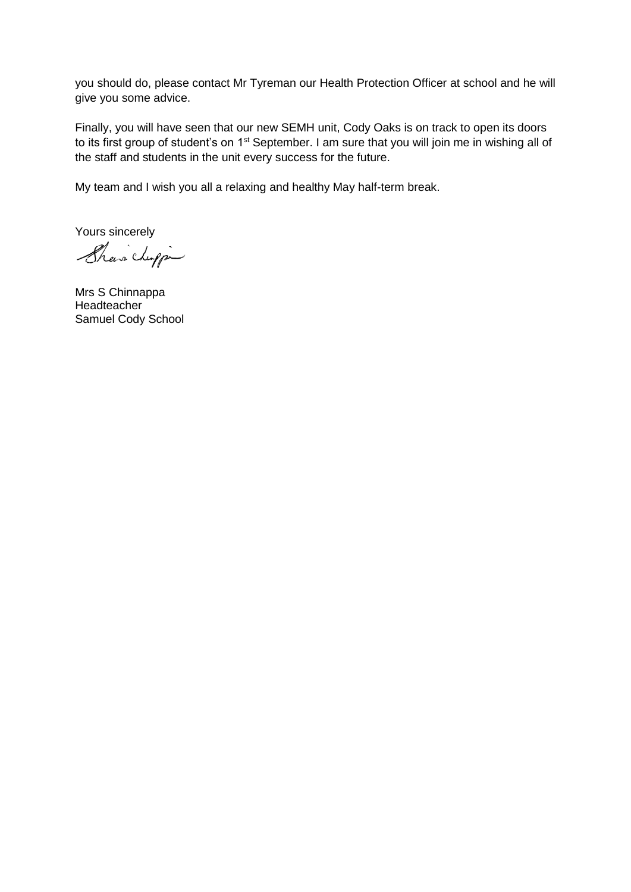you should do, please contact Mr Tyreman our Health Protection Officer at school and he will give you some advice.

Finally, you will have seen that our new SEMH unit, Cody Oaks is on track to open its doors to its first group of student's on 1st September. I am sure that you will join me in wishing all of the staff and students in the unit every success for the future.

My team and I wish you all a relaxing and healthy May half-term break.

Yours sincerely

Mrs S Chinnappa
Headteacher
Samuel Cody School